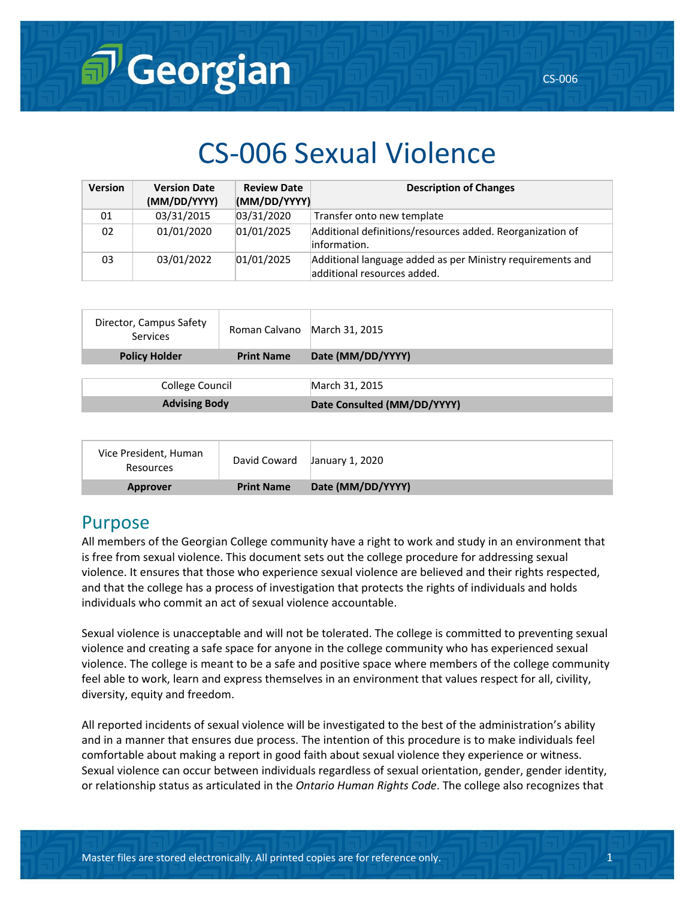# CS-006 Sexual Violence

| Version | Version Date (MM/DD/YYYY) | Review Date (MM/DD/YYYY) | Description of Changes |
|---|---|---|---|
| 01 | 03/31/2015 | 03/31/2020 | Transfer onto new template |
| 02 | 01/01/2020 | 01/01/2025 | Additional definitions/resources added. Reorganization of information. |
| 03 | 03/01/2022 | 01/01/2025 | Additional language added as per Ministry requirements and additional resources added. |

| Director, Campus Safety Services | Roman Calvano | March 31, 2015 |
|---|---|---|
| **Policy Holder** | **Print Name** | **Date (MM/DD/YYYY)** |

| College Council | March 31, 2015 |
|---|---|
| **Advising Body** | **Date Consulted (MM/DD/YYYY)** |

| Vice President, Human Resources | David Coward | January 1, 2020 |
|---|---|---|
| **Approver** | **Print Name** | **Date (MM/DD/YYYY)** |

## Purpose

All members of the Georgian College community have a right to work and study in an environment that is free from sexual violence. This document sets out the college procedure for addressing sexual violence. It ensures that those who experience sexual violence are believed and their rights respected, and that the college has a process of investigation that protects the rights of individuals and holds individuals who commit an act of sexual violence accountable.

Sexual violence is unacceptable and will not be tolerated. The college is committed to preventing sexual violence and creating a safe space for anyone in the college community who has experienced sexual violence. The college is meant to be a safe and positive space where members of the college community feel able to work, learn and express themselves in an environment that values respect for all, civility, diversity, equity and freedom.

All reported incidents of sexual violence will be investigated to the best of the administration's ability and in a manner that ensures due process. The intention of this procedure is to make individuals feel comfortable about making a report in good faith about sexual violence they experience or witness. Sexual violence can occur between individuals regardless of sexual orientation, gender, gender identity, or relationship status as articulated in the *Ontario Human Rights Code*. The college also recognizes that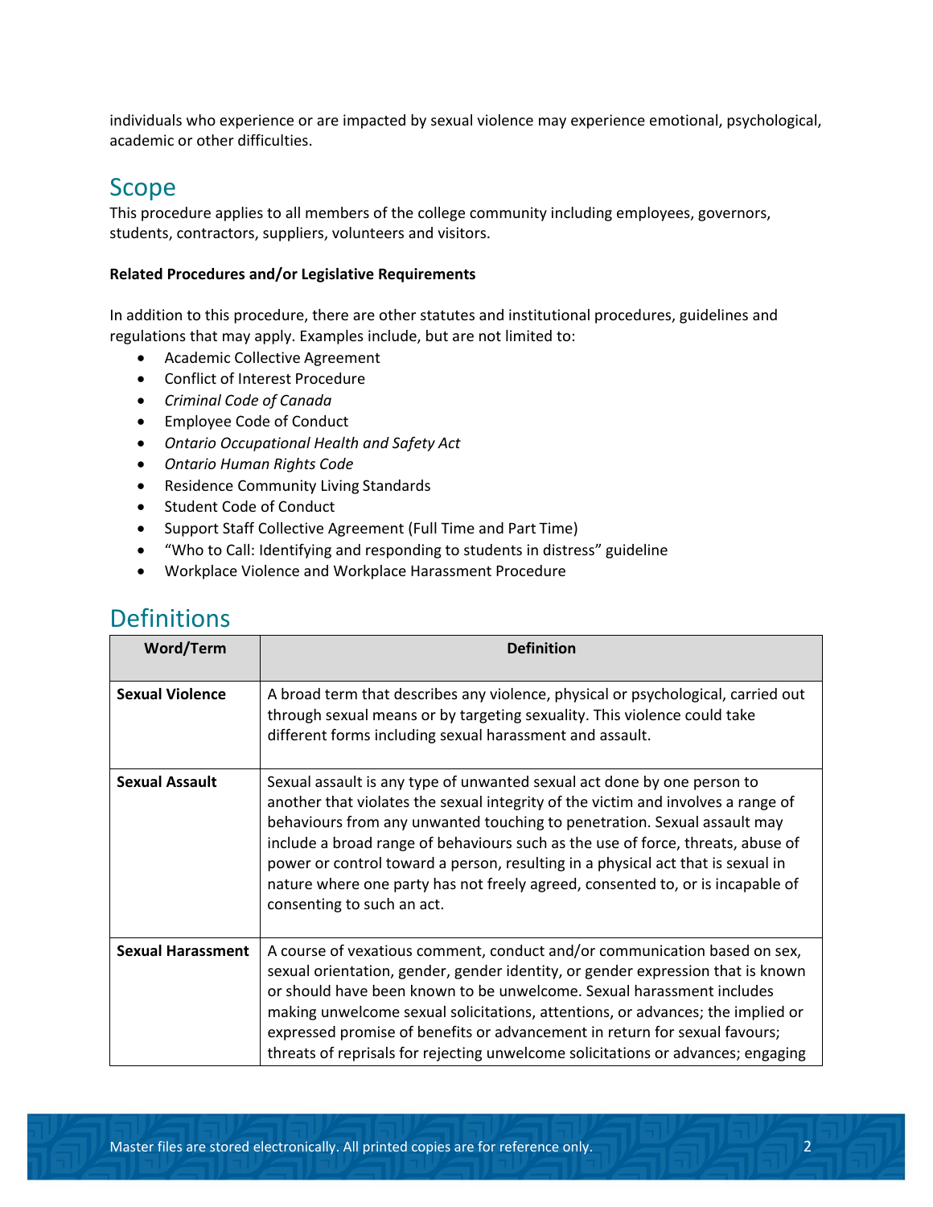individuals who experience or are impacted by sexual violence may experience emotional, psychological, academic or other difficulties.

## Scope

This procedure applies to all members of the college community including employees, governors, students, contractors, suppliers, volunteers and visitors.

**Related Procedures and/or Legislative Requirements**

In addition to this procedure, there are other statutes and institutional procedures, guidelines and regulations that may apply. Examples include, but are not limited to:

- Academic Collective Agreement
- Conflict of Interest Procedure
- *Criminal Code of Canada*
- Employee Code of Conduct
- *Ontario Occupational Health and Safety Act*
- *Ontario Human Rights Code*
- Residence Community Living Standards
- Student Code of Conduct
- Support Staff Collective Agreement (Full Time and Part Time)
- “Who to Call: Identifying and responding to students in distress” guideline
- Workplace Violence and Workplace Harassment Procedure

## Definitions

| Word/Term | Definition |
|---|---|
| **Sexual Violence** | A broad term that describes any violence, physical or psychological, carried out through sexual means or by targeting sexuality. This violence could take different forms including sexual harassment and assault. |
| **Sexual Assault** | Sexual assault is any type of unwanted sexual act done by one person to another that violates the sexual integrity of the victim and involves a range of behaviours from any unwanted touching to penetration. Sexual assault may include a broad range of behaviours such as the use of force, threats, abuse of power or control toward a person, resulting in a physical act that is sexual in nature where one party has not freely agreed, consented to, or is incapable of consenting to such an act. |
| **Sexual Harassment** | A course of vexatious comment, conduct and/or communication based on sex, sexual orientation, gender, gender identity, or gender expression that is known or should have been known to be unwelcome. Sexual harassment includes making unwelcome sexual solicitations, attentions, or advances; the implied or expressed promise of benefits or advancement in return for sexual favours; threats of reprisals for rejecting unwelcome solicitations or advances; engaging |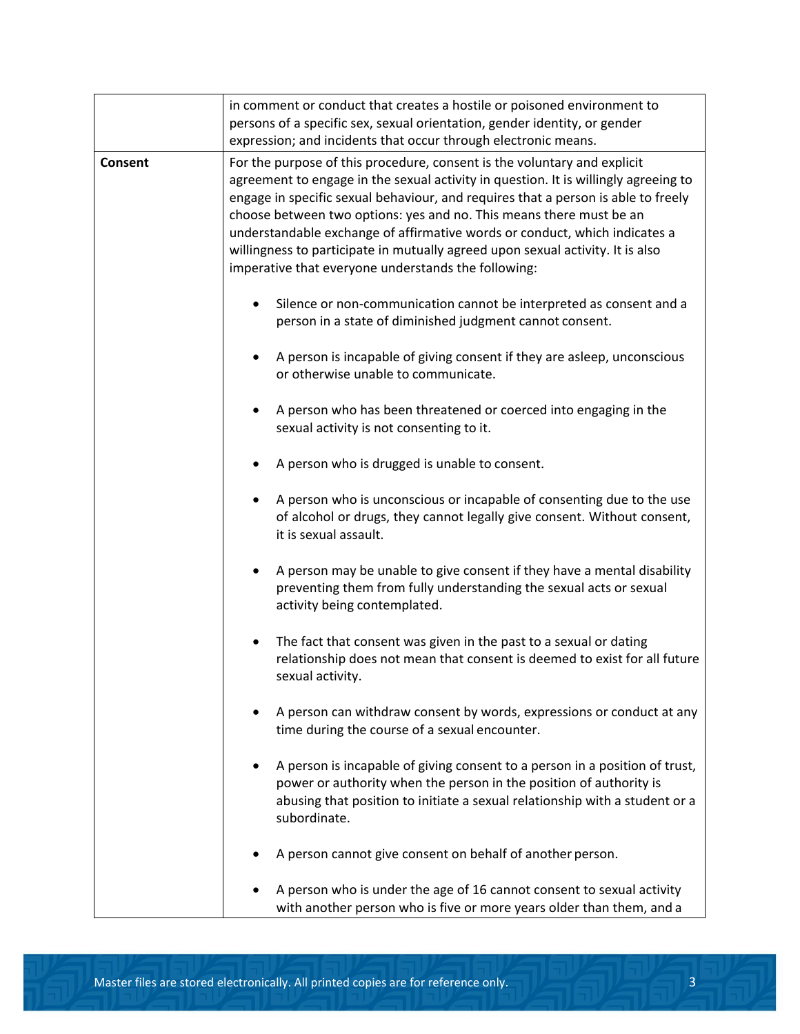| | |
|---|---|
| | in comment or conduct that creates a hostile or poisoned environment to persons of a specific sex, sexual orientation, gender identity, or gender expression; and incidents that occur through electronic means. |
| **Consent** | For the purpose of this procedure, consent is the voluntary and explicit agreement to engage in the sexual activity in question. It is willingly agreeing to engage in specific sexual behaviour, and requires that a person is able to freely choose between two options: yes and no. This means there must be an understandable exchange of affirmative words or conduct, which indicates a willingness to participate in mutually agreed upon sexual activity. It is also imperative that everyone understands the following:<br><br>• Silence or non-communication cannot be interpreted as consent and a person in a state of diminished judgment cannot consent.<br><br>• A person is incapable of giving consent if they are asleep, unconscious or otherwise unable to communicate.<br><br>• A person who has been threatened or coerced into engaging in the sexual activity is not consenting to it.<br><br>• A person who is drugged is unable to consent.<br><br>• A person who is unconscious or incapable of consenting due to the use of alcohol or drugs, they cannot legally give consent. Without consent, it is sexual assault.<br><br>• A person may be unable to give consent if they have a mental disability preventing them from fully understanding the sexual acts or sexual activity being contemplated.<br><br>• The fact that consent was given in the past to a sexual or dating relationship does not mean that consent is deemed to exist for all future sexual activity.<br><br>• A person can withdraw consent by words, expressions or conduct at any time during the course of a sexual encounter.<br><br>• A person is incapable of giving consent to a person in a position of trust, power or authority when the person in the position of authority is abusing that position to initiate a sexual relationship with a student or a subordinate.<br><br>• A person cannot give consent on behalf of another person.<br><br>• A person who is under the age of 16 cannot consent to sexual activity with another person who is five or more years older than them, and a |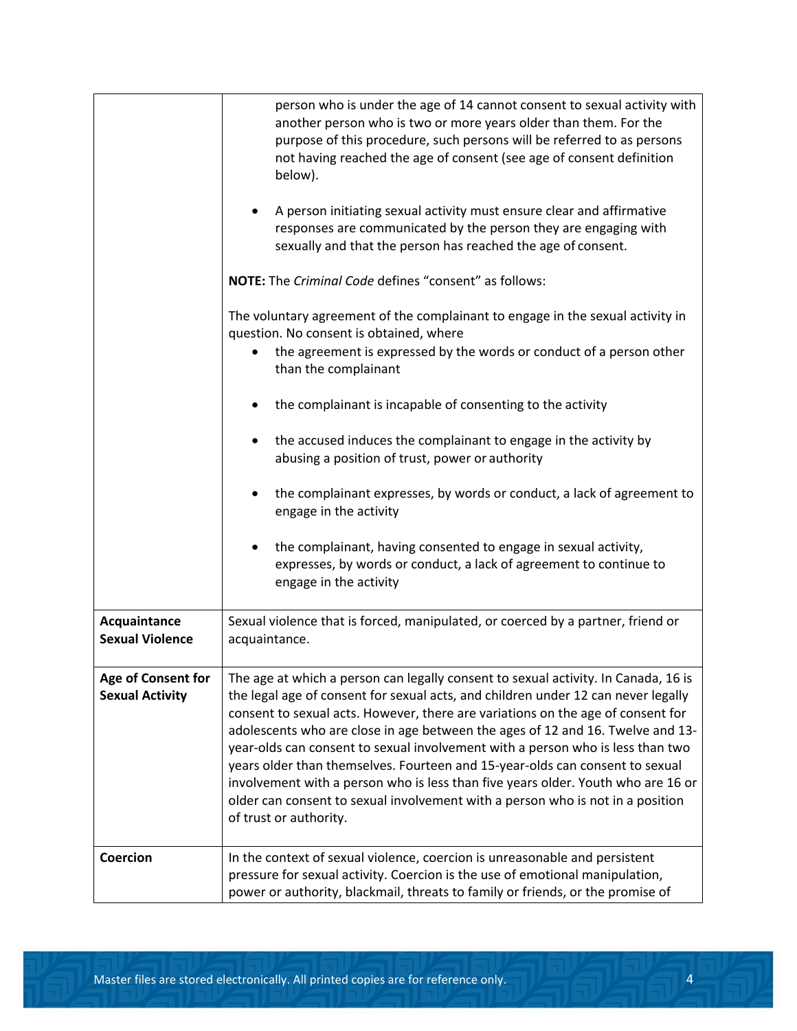| | |
|---|---|
| | person who is under the age of 14 cannot consent to sexual activity with another person who is two or more years older than them. For the purpose of this procedure, such persons will be referred to as persons not having reached the age of consent (see age of consent definition below).<br><br>• A person initiating sexual activity must ensure clear and affirmative responses are communicated by the person they are engaging with sexually and that the person has reached the age of consent.<br><br>**NOTE:** The *Criminal Code* defines "consent" as follows:<br><br>The voluntary agreement of the complainant to engage in the sexual activity in question. No consent is obtained, where<br>• the agreement is expressed by the words or conduct of a person other than the complainant<br>• the complainant is incapable of consenting to the activity<br>• the accused induces the complainant to engage in the activity by abusing a position of trust, power or authority<br>• the complainant expresses, by words or conduct, a lack of agreement to engage in the activity<br>• the complainant, having consented to engage in sexual activity, expresses, by words or conduct, a lack of agreement to continue to engage in the activity |
| **Acquaintance Sexual Violence** | Sexual violence that is forced, manipulated, or coerced by a partner, friend or acquaintance. |
| **Age of Consent for Sexual Activity** | The age at which a person can legally consent to sexual activity. In Canada, 16 is the legal age of consent for sexual acts, and children under 12 can never legally consent to sexual acts. However, there are variations on the age of consent for adolescents who are close in age between the ages of 12 and 16. Twelve and 13-year-olds can consent to sexual involvement with a person who is less than two years older than themselves. Fourteen and 15-year-olds can consent to sexual involvement with a person who is less than five years older. Youth who are 16 or older can consent to sexual involvement with a person who is not in a position of trust or authority. |
| **Coercion** | In the context of sexual violence, coercion is unreasonable and persistent pressure for sexual activity. Coercion is the use of emotional manipulation, power or authority, blackmail, threats to family or friends, or the promise of |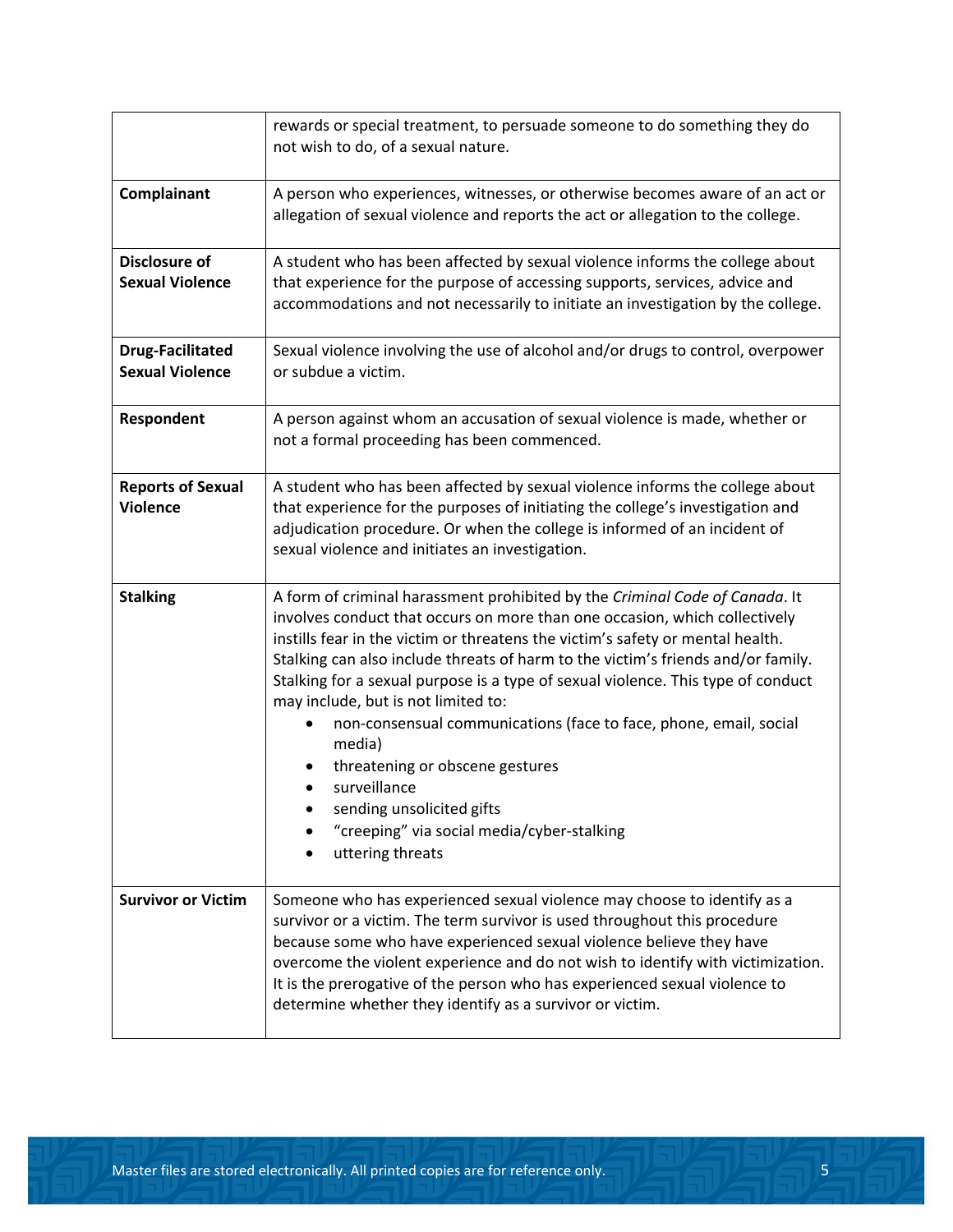| | |
|---|---|
| | rewards or special treatment, to persuade someone to do something they do not wish to do, of a sexual nature. |
| **Complainant** | A person who experiences, witnesses, or otherwise becomes aware of an act or allegation of sexual violence and reports the act or allegation to the college. |
| **Disclosure of Sexual Violence** | A student who has been affected by sexual violence informs the college about that experience for the purpose of accessing supports, services, advice and accommodations and not necessarily to initiate an investigation by the college. |
| **Drug-Facilitated Sexual Violence** | Sexual violence involving the use of alcohol and/or drugs to control, overpower or subdue a victim. |
| **Respondent** | A person against whom an accusation of sexual violence is made, whether or not a formal proceeding has been commenced. |
| **Reports of Sexual Violence** | A student who has been affected by sexual violence informs the college about that experience for the purposes of initiating the college's investigation and adjudication procedure. Or when the college is informed of an incident of sexual violence and initiates an investigation. |
| **Stalking** | A form of criminal harassment prohibited by the *Criminal Code of Canada*. It involves conduct that occurs on more than one occasion, which collectively instills fear in the victim or threatens the victim's safety or mental health. Stalking can also include threats of harm to the victim's friends and/or family. Stalking for a sexual purpose is a type of sexual violence. This type of conduct may include, but is not limited to:<br>• non-consensual communications (face to face, phone, email, social media)<br>• threatening or obscene gestures<br>• surveillance<br>• sending unsolicited gifts<br>• "creeping" via social media/cyber-stalking<br>• uttering threats |
| **Survivor or Victim** | Someone who has experienced sexual violence may choose to identify as a survivor or a victim. The term survivor is used throughout this procedure because some who have experienced sexual violence believe they have overcome the violent experience and do not wish to identify with victimization. It is the prerogative of the person who has experienced sexual violence to determine whether they identify as a survivor or victim. |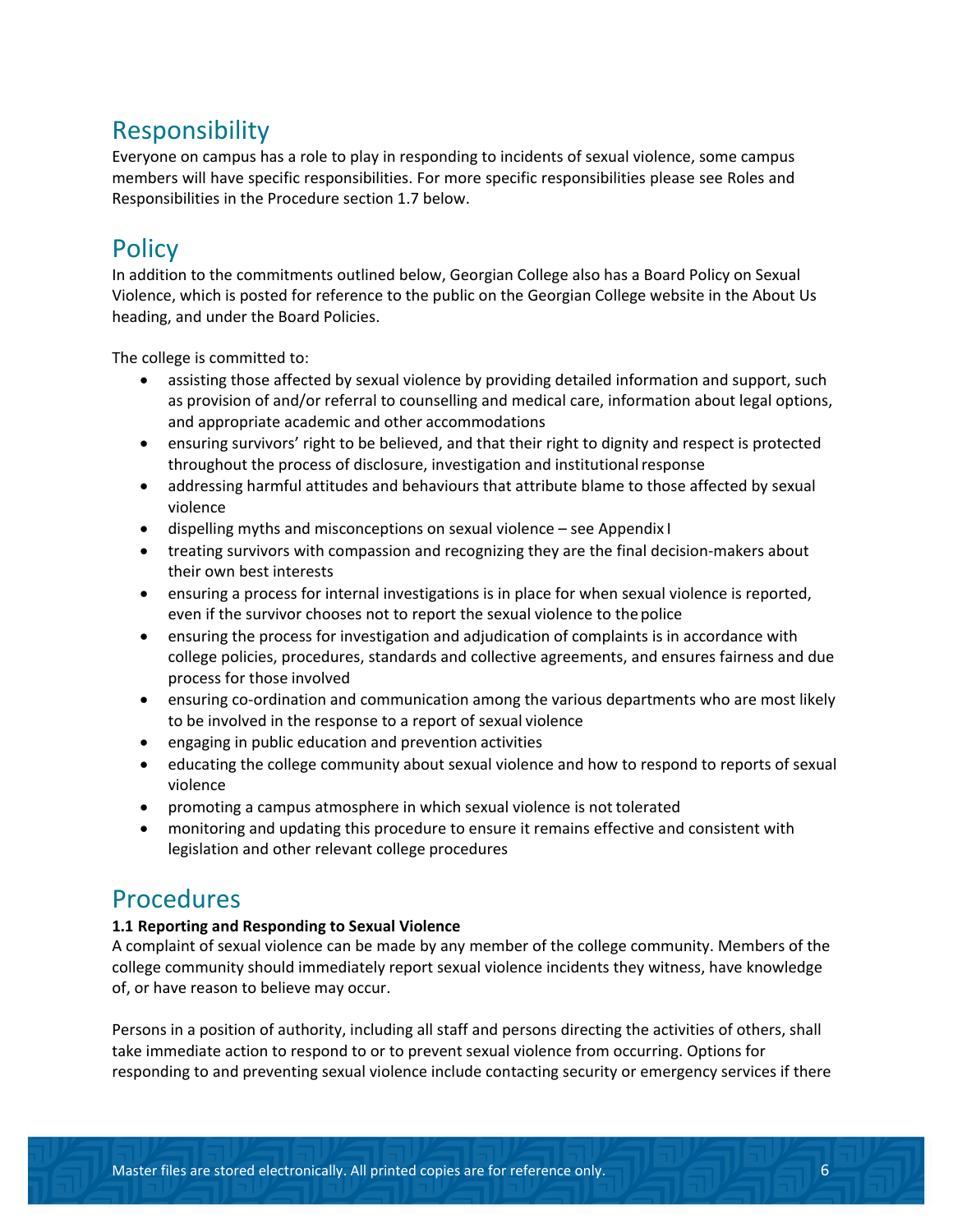## Responsibility

Everyone on campus has a role to play in responding to incidents of sexual violence, some campus members will have specific responsibilities. For more specific responsibilities please see Roles and Responsibilities in the Procedure section 1.7 below.

## Policy

In addition to the commitments outlined below, Georgian College also has a Board Policy on Sexual Violence, which is posted for reference to the public on the Georgian College website in the About Us heading, and under the Board Policies.

The college is committed to:

- assisting those affected by sexual violence by providing detailed information and support, such as provision of and/or referral to counselling and medical care, information about legal options, and appropriate academic and other accommodations
- ensuring survivors' right to be believed, and that their right to dignity and respect is protected throughout the process of disclosure, investigation and institutional response
- addressing harmful attitudes and behaviours that attribute blame to those affected by sexual violence
- dispelling myths and misconceptions on sexual violence – see Appendix I
- treating survivors with compassion and recognizing they are the final decision-makers about their own best interests
- ensuring a process for internal investigations is in place for when sexual violence is reported, even if the survivor chooses not to report the sexual violence to the police
- ensuring the process for investigation and adjudication of complaints is in accordance with college policies, procedures, standards and collective agreements, and ensures fairness and due process for those involved
- ensuring co-ordination and communication among the various departments who are most likely to be involved in the response to a report of sexual violence
- engaging in public education and prevention activities
- educating the college community about sexual violence and how to respond to reports of sexual violence
- promoting a campus atmosphere in which sexual violence is not tolerated
- monitoring and updating this procedure to ensure it remains effective and consistent with legislation and other relevant college procedures

## Procedures

**1.1 Reporting and Responding to Sexual Violence**

A complaint of sexual violence can be made by any member of the college community. Members of the college community should immediately report sexual violence incidents they witness, have knowledge of, or have reason to believe may occur.

Persons in a position of authority, including all staff and persons directing the activities of others, shall take immediate action to respond to or to prevent sexual violence from occurring. Options for responding to and preventing sexual violence include contacting security or emergency services if there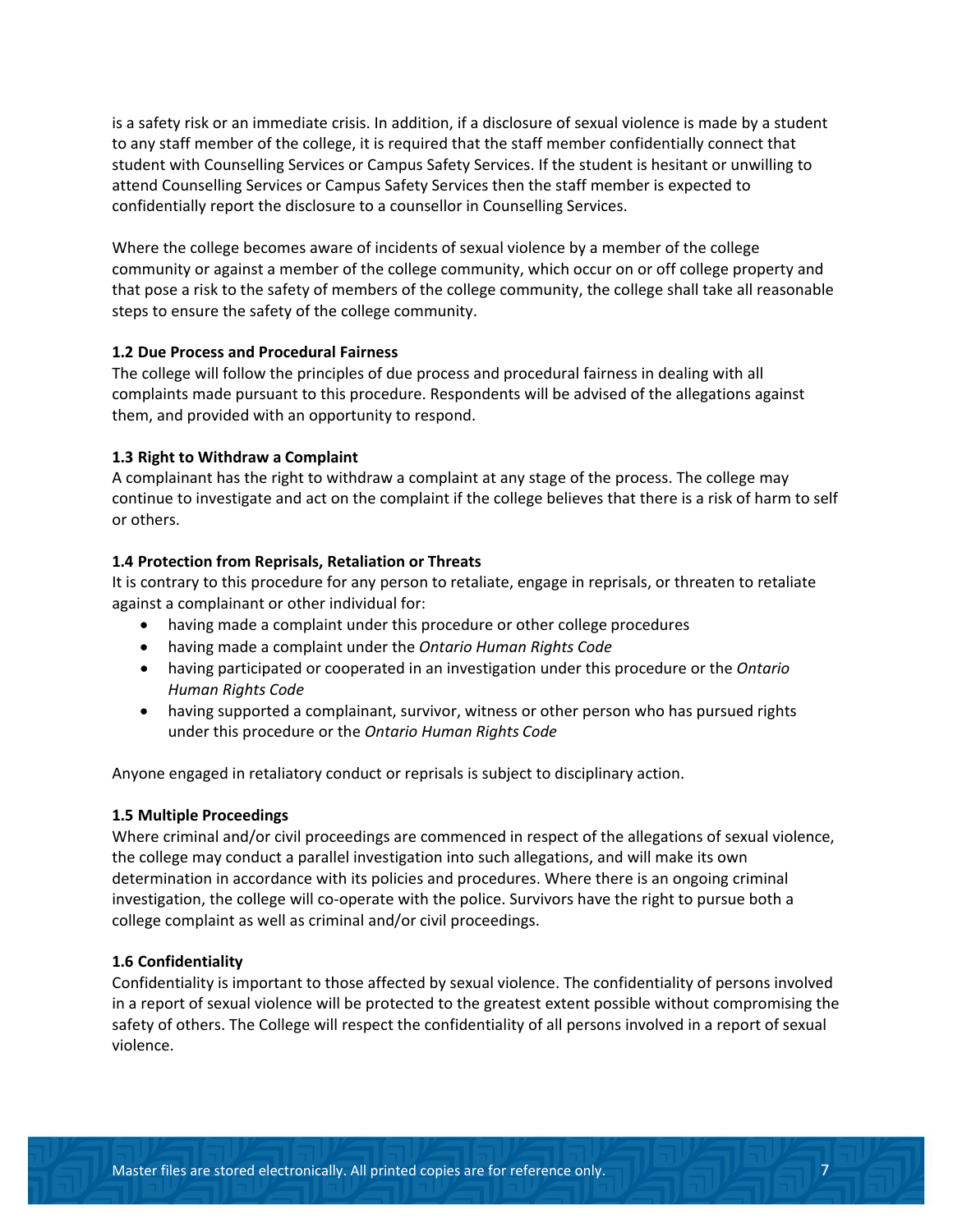is a safety risk or an immediate crisis. In addition, if a disclosure of sexual violence is made by a student to any staff member of the college, it is required that the staff member confidentially connect that student with Counselling Services or Campus Safety Services. If the student is hesitant or unwilling to attend Counselling Services or Campus Safety Services then the staff member is expected to confidentially report the disclosure to a counsellor in Counselling Services.

Where the college becomes aware of incidents of sexual violence by a member of the college community or against a member of the college community, which occur on or off college property and that pose a risk to the safety of members of the college community, the college shall take all reasonable steps to ensure the safety of the college community.

**1.2 Due Process and Procedural Fairness**

The college will follow the principles of due process and procedural fairness in dealing with all complaints made pursuant to this procedure. Respondents will be advised of the allegations against them, and provided with an opportunity to respond.

**1.3 Right to Withdraw a Complaint**

A complainant has the right to withdraw a complaint at any stage of the process. The college may continue to investigate and act on the complaint if the college believes that there is a risk of harm to self or others.

**1.4 Protection from Reprisals, Retaliation or Threats**

It is contrary to this procedure for any person to retaliate, engage in reprisals, or threaten to retaliate against a complainant or other individual for:

- having made a complaint under this procedure or other college procedures
- having made a complaint under the *Ontario Human Rights Code*
- having participated or cooperated in an investigation under this procedure or the *Ontario Human Rights Code*
- having supported a complainant, survivor, witness or other person who has pursued rights under this procedure or the *Ontario Human Rights Code*

Anyone engaged in retaliatory conduct or reprisals is subject to disciplinary action.

**1.5 Multiple Proceedings**

Where criminal and/or civil proceedings are commenced in respect of the allegations of sexual violence, the college may conduct a parallel investigation into such allegations, and will make its own determination in accordance with its policies and procedures. Where there is an ongoing criminal investigation, the college will co-operate with the police. Survivors have the right to pursue both a college complaint as well as criminal and/or civil proceedings.

**1.6 Confidentiality**

Confidentiality is important to those affected by sexual violence. The confidentiality of persons involved in a report of sexual violence will be protected to the greatest extent possible without compromising the safety of others. The College will respect the confidentiality of all persons involved in a report of sexual violence.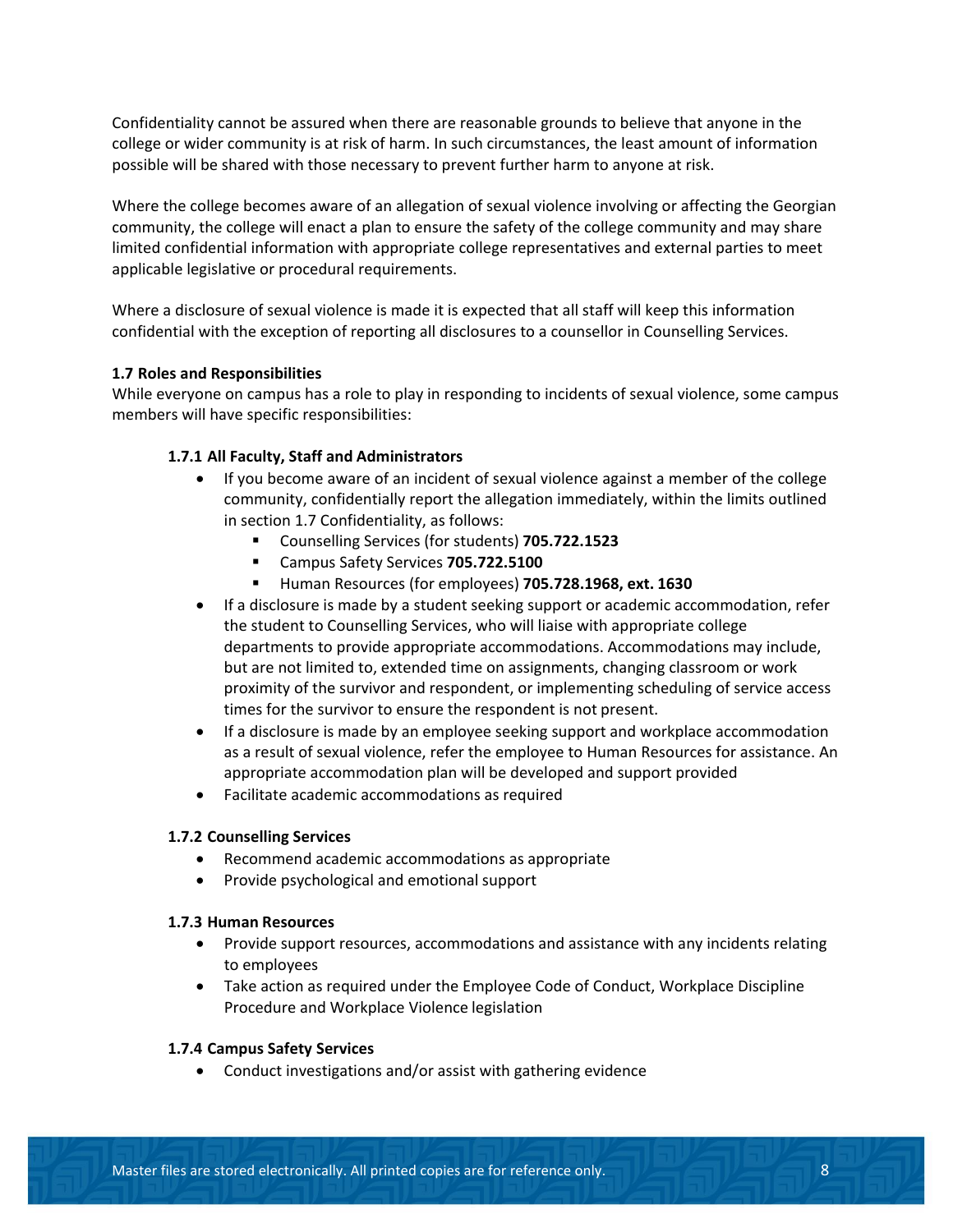Confidentiality cannot be assured when there are reasonable grounds to believe that anyone in the college or wider community is at risk of harm. In such circumstances, the least amount of information possible will be shared with those necessary to prevent further harm to anyone at risk.

Where the college becomes aware of an allegation of sexual violence involving or affecting the Georgian community, the college will enact a plan to ensure the safety of the college community and may share limited confidential information with appropriate college representatives and external parties to meet applicable legislative or procedural requirements.

Where a disclosure of sexual violence is made it is expected that all staff will keep this information confidential with the exception of reporting all disclosures to a counsellor in Counselling Services.

**1.7 Roles and Responsibilities**

While everyone on campus has a role to play in responding to incidents of sexual violence, some campus members will have specific responsibilities:

**1.7.1 All Faculty, Staff and Administrators**

- If you become aware of an incident of sexual violence against a member of the college community, confidentially report the allegation immediately, within the limits outlined in section 1.7 Confidentiality, as follows:
  - Counselling Services (for students) **705.722.1523**
  - Campus Safety Services **705.722.5100**
  - Human Resources (for employees) **705.728.1968, ext. 1630**
- If a disclosure is made by a student seeking support or academic accommodation, refer the student to Counselling Services, who will liaise with appropriate college departments to provide appropriate accommodations. Accommodations may include, but are not limited to, extended time on assignments, changing classroom or work proximity of the survivor and respondent, or implementing scheduling of service access times for the survivor to ensure the respondent is not present.
- If a disclosure is made by an employee seeking support and workplace accommodation as a result of sexual violence, refer the employee to Human Resources for assistance. An appropriate accommodation plan will be developed and support provided
- Facilitate academic accommodations as required

**1.7.2 Counselling Services**

- Recommend academic accommodations as appropriate
- Provide psychological and emotional support

**1.7.3 Human Resources**

- Provide support resources, accommodations and assistance with any incidents relating to employees
- Take action as required under the Employee Code of Conduct, Workplace Discipline Procedure and Workplace Violence legislation

**1.7.4 Campus Safety Services**

- Conduct investigations and/or assist with gathering evidence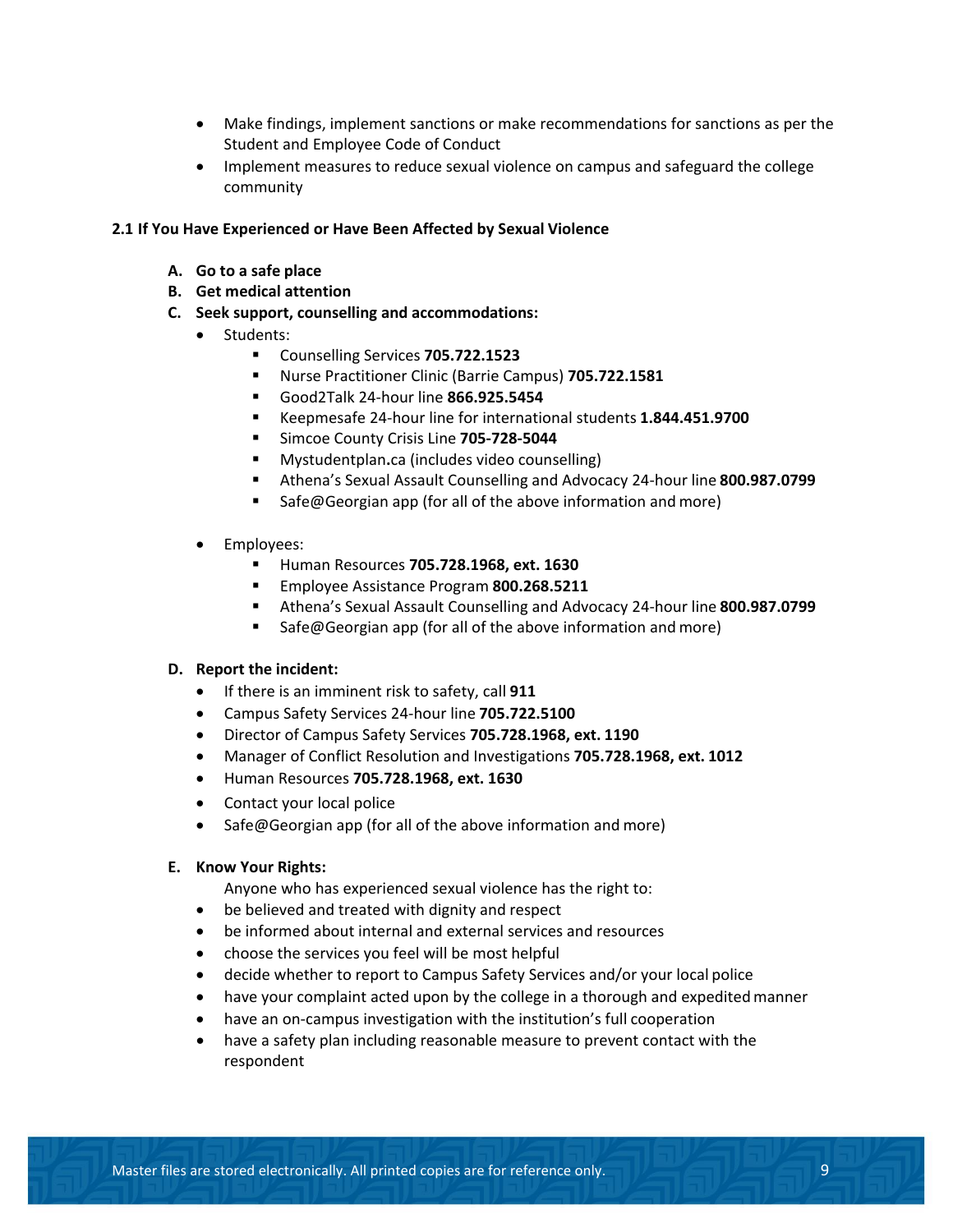- Make findings, implement sanctions or make recommendations for sanctions as per the Student and Employee Code of Conduct
- Implement measures to reduce sexual violence on campus and safeguard the college community

**2.1 If You Have Experienced or Have Been Affected by Sexual Violence**

**A. Go to a safe place**

**B. Get medical attention**

**C. Seek support, counselling and accommodations:**

- Students:
  - Counselling Services **705.722.1523**
  - Nurse Practitioner Clinic (Barrie Campus) **705.722.1581**
  - Good2Talk 24-hour line **866.925.5454**
  - Keepmesafe 24-hour line for international students **1.844.451.9700**
  - Simcoe County Crisis Line **705-728-5044**
  - Mystudentplan**.**ca (includes video counselling)
  - Athena's Sexual Assault Counselling and Advocacy 24-hour line **800.987.0799**
  - Safe@Georgian app (for all of the above information and more)

- Employees:
  - Human Resources **705.728.1968, ext. 1630**
  - Employee Assistance Program **800.268.5211**
  - Athena's Sexual Assault Counselling and Advocacy 24-hour line **800.987.0799**
  - Safe@Georgian app (for all of the above information and more)

**D. Report the incident:**

- If there is an imminent risk to safety, call **911**
- Campus Safety Services 24-hour line **705.722.5100**
- Director of Campus Safety Services **705.728.1968, ext. 1190**
- Manager of Conflict Resolution and Investigations **705.728.1968, ext. 1012**
- Human Resources **705.728.1968, ext. 1630**
- Contact your local police
- Safe@Georgian app (for all of the above information and more)

**E. Know Your Rights:**

Anyone who has experienced sexual violence has the right to:

- be believed and treated with dignity and respect
- be informed about internal and external services and resources
- choose the services you feel will be most helpful
- decide whether to report to Campus Safety Services and/or your local police
- have your complaint acted upon by the college in a thorough and expedited manner
- have an on-campus investigation with the institution's full cooperation
- have a safety plan including reasonable measure to prevent contact with the respondent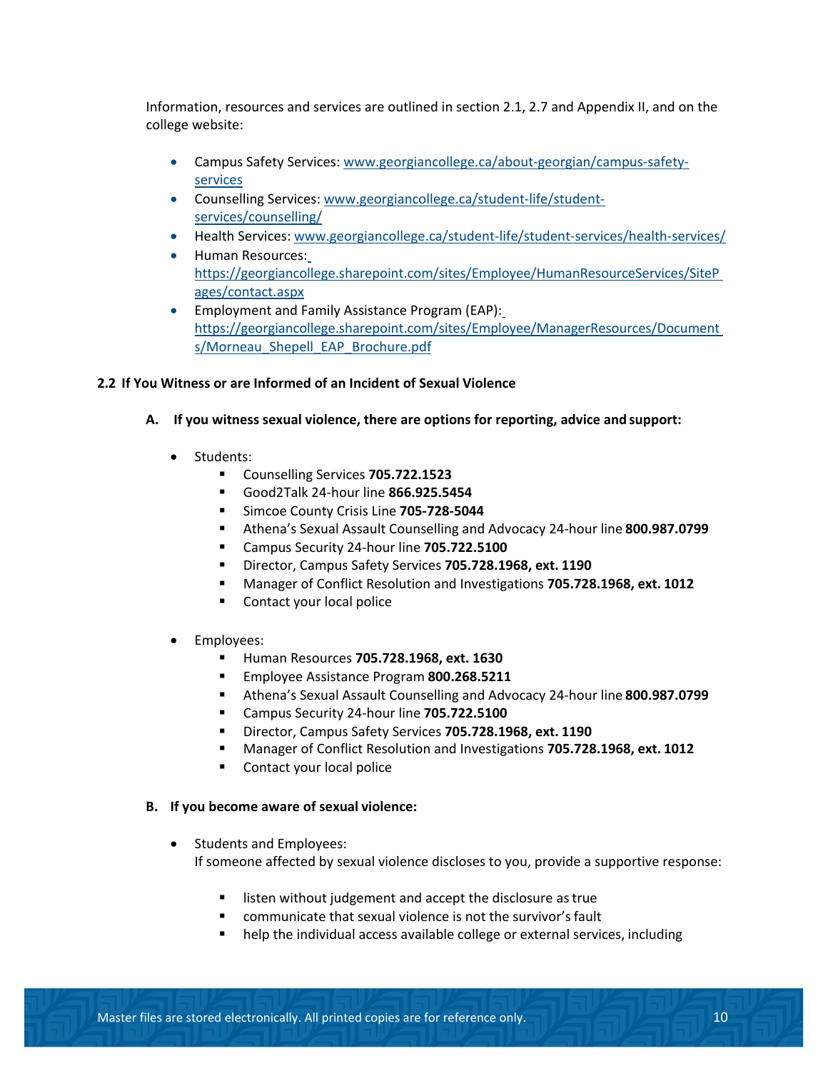Information, resources and services are outlined in section 2.1, 2.7 and Appendix II, and on the college website:

- Campus Safety Services: [www.georgiancollege.ca/about-georgian/campus-safety-services](www.georgiancollege.ca/about-georgian/campus-safety-services)
- Counselling Services: [www.georgiancollege.ca/student-life/student-services/counselling/](www.georgiancollege.ca/student-life/student-services/counselling/)
- Health Services: [www.georgiancollege.ca/student-life/student-services/health-services/](www.georgiancollege.ca/student-life/student-services/health-services/)
- Human Resources: [https://georgiancollege.sharepoint.com/sites/Employee/HumanResourceServices/SitePages/contact.aspx](https://georgiancollege.sharepoint.com/sites/Employee/HumanResourceServices/SitePages/contact.aspx)
- Employment and Family Assistance Program (EAP): [https://georgiancollege.sharepoint.com/sites/Employee/ManagerResources/Documents/Morneau_Shepell_EAP_Brochure.pdf](https://georgiancollege.sharepoint.com/sites/Employee/ManagerResources/Documents/Morneau_Shepell_EAP_Brochure.pdf)

### 2.2 If You Witness or are Informed of an Incident of Sexual Violence

#### A. If you witness sexual violence, there are options for reporting, advice and support:

- Students:
  - Counselling Services **705.722.1523**
  - Good2Talk 24-hour line **866.925.5454**
  - Simcoe County Crisis Line **705-728-5044**
  - Athena's Sexual Assault Counselling and Advocacy 24-hour line **800.987.0799**
  - Campus Security 24-hour line **705.722.5100**
  - Director, Campus Safety Services **705.728.1968, ext. 1190**
  - Manager of Conflict Resolution and Investigations **705.728.1968, ext. 1012**
  - Contact your local police

- Employees:
  - Human Resources **705.728.1968, ext. 1630**
  - Employee Assistance Program **800.268.5211**
  - Athena's Sexual Assault Counselling and Advocacy 24-hour line **800.987.0799**
  - Campus Security 24-hour line **705.722.5100**
  - Director, Campus Safety Services **705.728.1968, ext. 1190**
  - Manager of Conflict Resolution and Investigations **705.728.1968, ext. 1012**
  - Contact your local police

#### B. If you become aware of sexual violence:

- Students and Employees:
  If someone affected by sexual violence discloses to you, provide a supportive response:
  - listen without judgement and accept the disclosure as true
  - communicate that sexual violence is not the survivor's fault
  - help the individual access available college or external services, including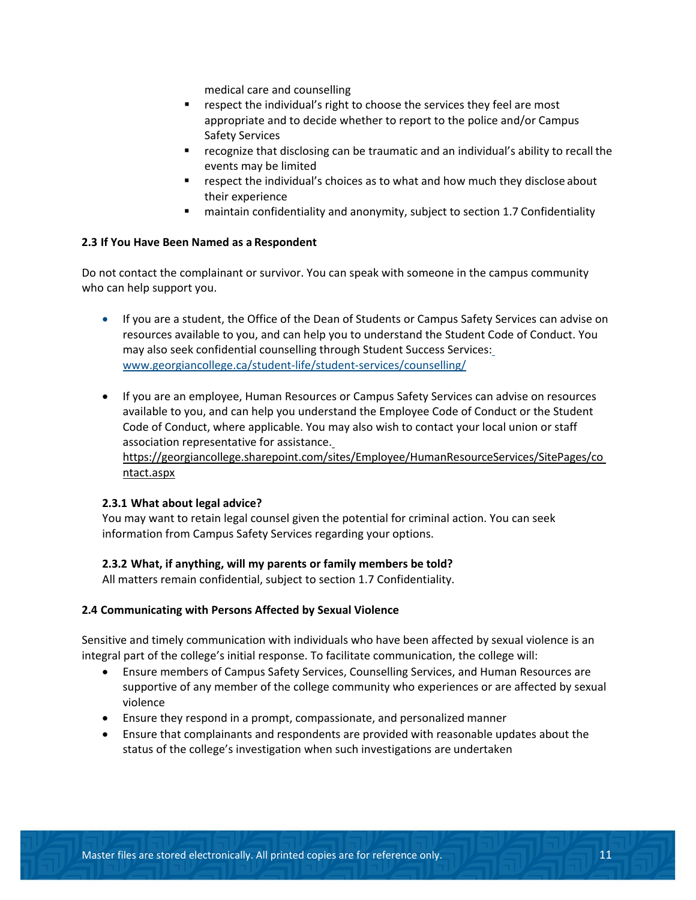medical care and counselling
- respect the individual's right to choose the services they feel are most appropriate and to decide whether to report to the police and/or Campus Safety Services
- recognize that disclosing can be traumatic and an individual's ability to recall the events may be limited
- respect the individual's choices as to what and how much they disclose about their experience
- maintain confidentiality and anonymity, subject to section 1.7 Confidentiality

### 2.3 If You Have Been Named as a Respondent

Do not contact the complainant or survivor. You can speak with someone in the campus community who can help support you.

- If you are a student, the Office of the Dean of Students or Campus Safety Services can advise on resources available to you, and can help you to understand the Student Code of Conduct. You may also seek confidential counselling through Student Success Services: www.georgiancollege.ca/student-life/student-services/counselling/

- If you are an employee, Human Resources or Campus Safety Services can advise on resources available to you, and can help you understand the Employee Code of Conduct or the Student Code of Conduct, where applicable. You may also wish to contact your local union or staff association representative for assistance. https://georgiancollege.sharepoint.com/sites/Employee/HumanResourceServices/SitePages/contact.aspx

#### 2.3.1 What about legal advice?

You may want to retain legal counsel given the potential for criminal action. You can seek information from Campus Safety Services regarding your options.

#### 2.3.2 What, if anything, will my parents or family members be told?

All matters remain confidential, subject to section 1.7 Confidentiality.

### 2.4 Communicating with Persons Affected by Sexual Violence

Sensitive and timely communication with individuals who have been affected by sexual violence is an integral part of the college's initial response. To facilitate communication, the college will:

- Ensure members of Campus Safety Services, Counselling Services, and Human Resources are supportive of any member of the college community who experiences or are affected by sexual violence
- Ensure they respond in a prompt, compassionate, and personalized manner
- Ensure that complainants and respondents are provided with reasonable updates about the status of the college's investigation when such investigations are undertaken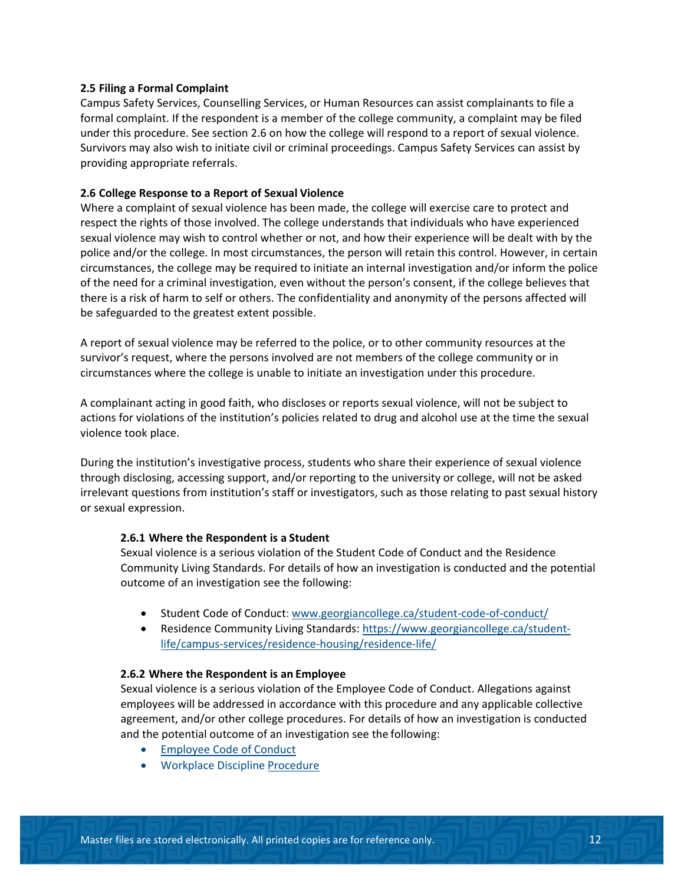**2.5 Filing a Formal Complaint**

Campus Safety Services, Counselling Services, or Human Resources can assist complainants to file a formal complaint. If the respondent is a member of the college community, a complaint may be filed under this procedure. See section 2.6 on how the college will respond to a report of sexual violence. Survivors may also wish to initiate civil or criminal proceedings. Campus Safety Services can assist by providing appropriate referrals.

**2.6 College Response to a Report of Sexual Violence**

Where a complaint of sexual violence has been made, the college will exercise care to protect and respect the rights of those involved. The college understands that individuals who have experienced sexual violence may wish to control whether or not, and how their experience will be dealt with by the police and/or the college. In most circumstances, the person will retain this control. However, in certain circumstances, the college may be required to initiate an internal investigation and/or inform the police of the need for a criminal investigation, even without the person's consent, if the college believes that there is a risk of harm to self or others. The confidentiality and anonymity of the persons affected will be safeguarded to the greatest extent possible.

A report of sexual violence may be referred to the police, or to other community resources at the survivor's request, where the persons involved are not members of the college community or in circumstances where the college is unable to initiate an investigation under this procedure.

A complainant acting in good faith, who discloses or reports sexual violence, will not be subject to actions for violations of the institution's policies related to drug and alcohol use at the time the sexual violence took place.

During the institution's investigative process, students who share their experience of sexual violence through disclosing, accessing support, and/or reporting to the university or college, will not be asked irrelevant questions from institution's staff or investigators, such as those relating to past sexual history or sexual expression.

**2.6.1 Where the Respondent is a Student**

Sexual violence is a serious violation of the Student Code of Conduct and the Residence Community Living Standards. For details of how an investigation is conducted and the potential outcome of an investigation see the following:

- Student Code of Conduct: www.georgiancollege.ca/student-code-of-conduct/
- Residence Community Living Standards: https://www.georgiancollege.ca/student-life/campus-services/residence-housing/residence-life/

**2.6.2 Where the Respondent is an Employee**

Sexual violence is a serious violation of the Employee Code of Conduct. Allegations against employees will be addressed in accordance with this procedure and any applicable collective agreement, and/or other college procedures. For details of how an investigation is conducted and the potential outcome of an investigation see the following:

- Employee Code of Conduct
- Workplace Discipline Procedure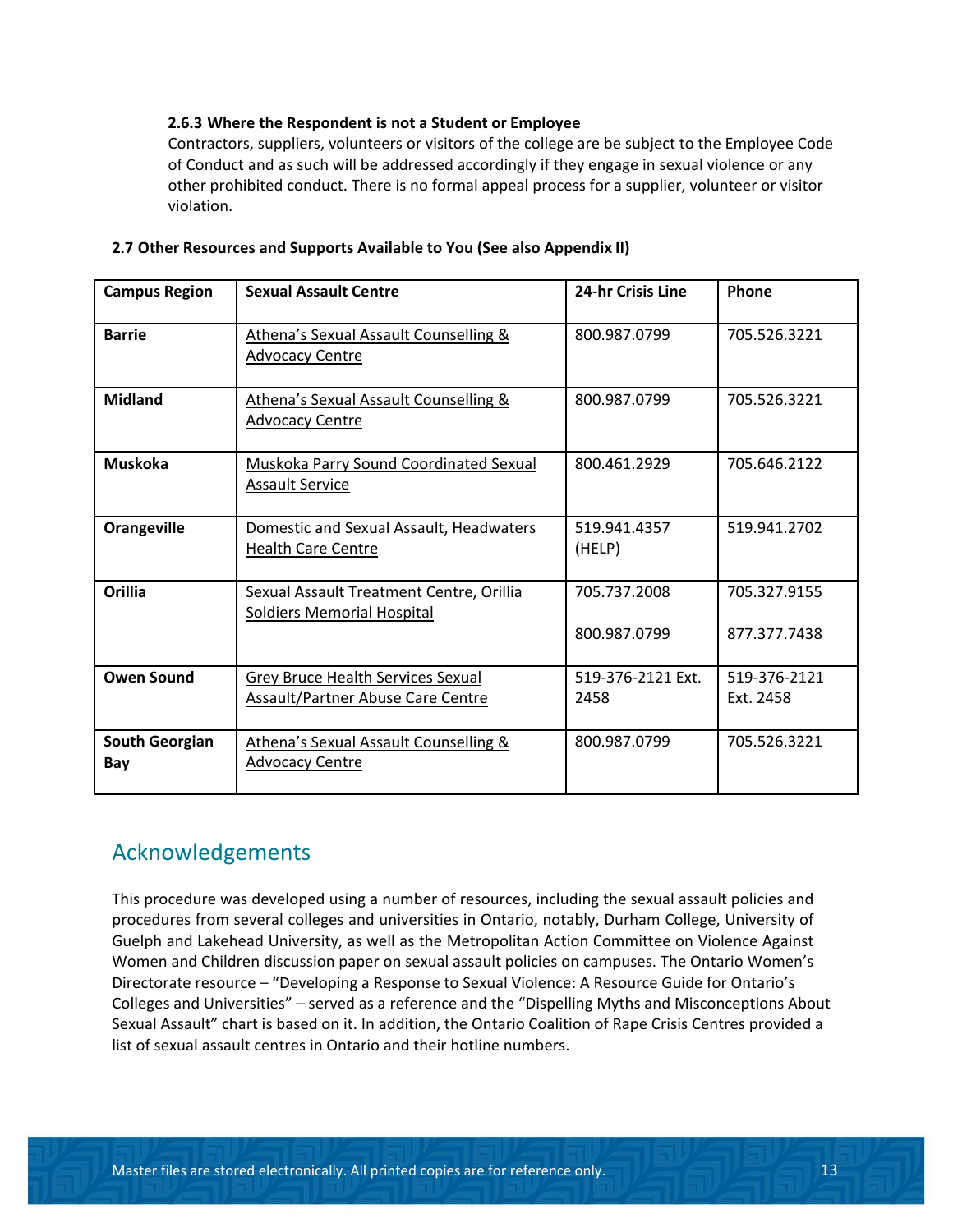#### 2.6.3 Where the Respondent is not a Student or Employee

Contractors, suppliers, volunteers or visitors of the college are be subject to the Employee Code of Conduct and as such will be addressed accordingly if they engage in sexual violence or any other prohibited conduct. There is no formal appeal process for a supplier, volunteer or visitor violation.

### 2.7 Other Resources and Supports Available to You (See also Appendix II)

| Campus Region | Sexual Assault Centre | 24-hr Crisis Line | Phone |
|---|---|---|---|
| **Barrie** | Athena's Sexual Assault Counselling & Advocacy Centre | 800.987.0799 | 705.526.3221 |
| **Midland** | Athena's Sexual Assault Counselling & Advocacy Centre | 800.987.0799 | 705.526.3221 |
| **Muskoka** | Muskoka Parry Sound Coordinated Sexual Assault Service | 800.461.2929 | 705.646.2122 |
| **Orangeville** | Domestic and Sexual Assault, Headwaters Health Care Centre | 519.941.4357 (HELP) | 519.941.2702 |
| **Orillia** | Sexual Assault Treatment Centre, Orillia Soldiers Memorial Hospital | 705.737.2008<br>800.987.0799 | 705.327.9155<br>877.377.7438 |
| **Owen Sound** | Grey Bruce Health Services Sexual Assault/Partner Abuse Care Centre | 519-376-2121 Ext. 2458 | 519-376-2121 Ext. 2458 |
| **South Georgian Bay** | Athena's Sexual Assault Counselling & Advocacy Centre | 800.987.0799 | 705.526.3221 |

## Acknowledgements

This procedure was developed using a number of resources, including the sexual assault policies and procedures from several colleges and universities in Ontario, notably, Durham College, University of Guelph and Lakehead University, as well as the Metropolitan Action Committee on Violence Against Women and Children discussion paper on sexual assault policies on campuses. The Ontario Women's Directorate resource – "Developing a Response to Sexual Violence: A Resource Guide for Ontario's Colleges and Universities" – served as a reference and the "Dispelling Myths and Misconceptions About Sexual Assault" chart is based on it. In addition, the Ontario Coalition of Rape Crisis Centres provided a list of sexual assault centres in Ontario and their hotline numbers.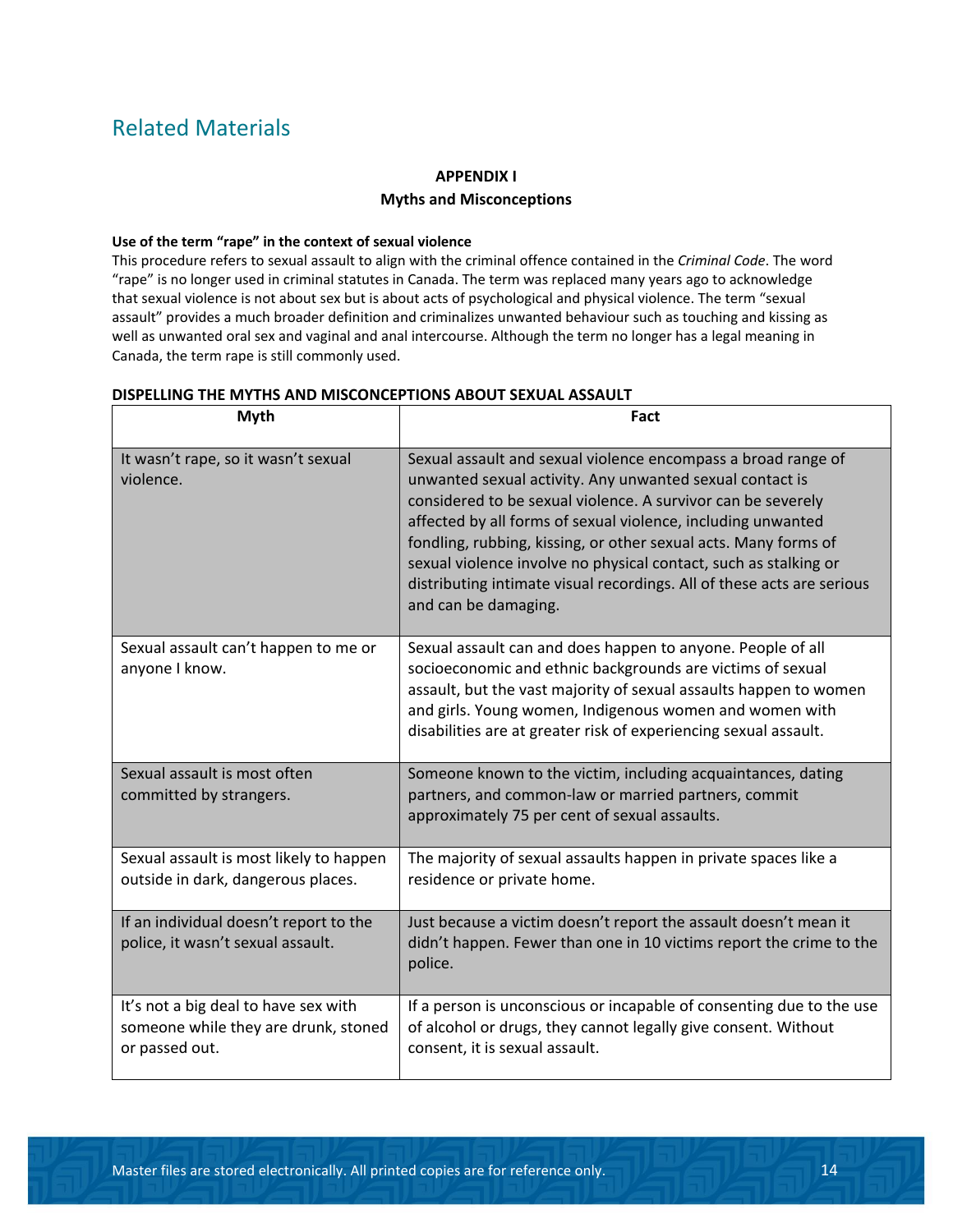## Related Materials

**APPENDIX I**

**Myths and Misconceptions**

**Use of the term "rape" in the context of sexual violence**

This procedure refers to sexual assault to align with the criminal offence contained in the *Criminal Code*. The word "rape" is no longer used in criminal statutes in Canada. The term was replaced many years ago to acknowledge that sexual violence is not about sex but is about acts of psychological and physical violence. The term "sexual assault" provides a much broader definition and criminalizes unwanted behaviour such as touching and kissing as well as unwanted oral sex and vaginal and anal intercourse. Although the term no longer has a legal meaning in Canada, the term rape is still commonly used.

**DISPELLING THE MYTHS AND MISCONCEPTIONS ABOUT SEXUAL ASSAULT**

| Myth | Fact |
| --- | --- |
| It wasn't rape, so it wasn't sexual violence. | Sexual assault and sexual violence encompass a broad range of unwanted sexual activity. Any unwanted sexual contact is considered to be sexual violence. A survivor can be severely affected by all forms of sexual violence, including unwanted fondling, rubbing, kissing, or other sexual acts. Many forms of sexual violence involve no physical contact, such as stalking or distributing intimate visual recordings. All of these acts are serious and can be damaging. |
| Sexual assault can't happen to me or anyone I know. | Sexual assault can and does happen to anyone. People of all socioeconomic and ethnic backgrounds are victims of sexual assault, but the vast majority of sexual assaults happen to women and girls. Young women, Indigenous women and women with disabilities are at greater risk of experiencing sexual assault. |
| Sexual assault is most often committed by strangers. | Someone known to the victim, including acquaintances, dating partners, and common-law or married partners, commit approximately 75 per cent of sexual assaults. |
| Sexual assault is most likely to happen outside in dark, dangerous places. | The majority of sexual assaults happen in private spaces like a residence or private home. |
| If an individual doesn't report to the police, it wasn't sexual assault. | Just because a victim doesn't report the assault doesn't mean it didn't happen. Fewer than one in 10 victims report the crime to the police. |
| It's not a big deal to have sex with someone while they are drunk, stoned or passed out. | If a person is unconscious or incapable of consenting due to the use of alcohol or drugs, they cannot legally give consent. Without consent, it is sexual assault. |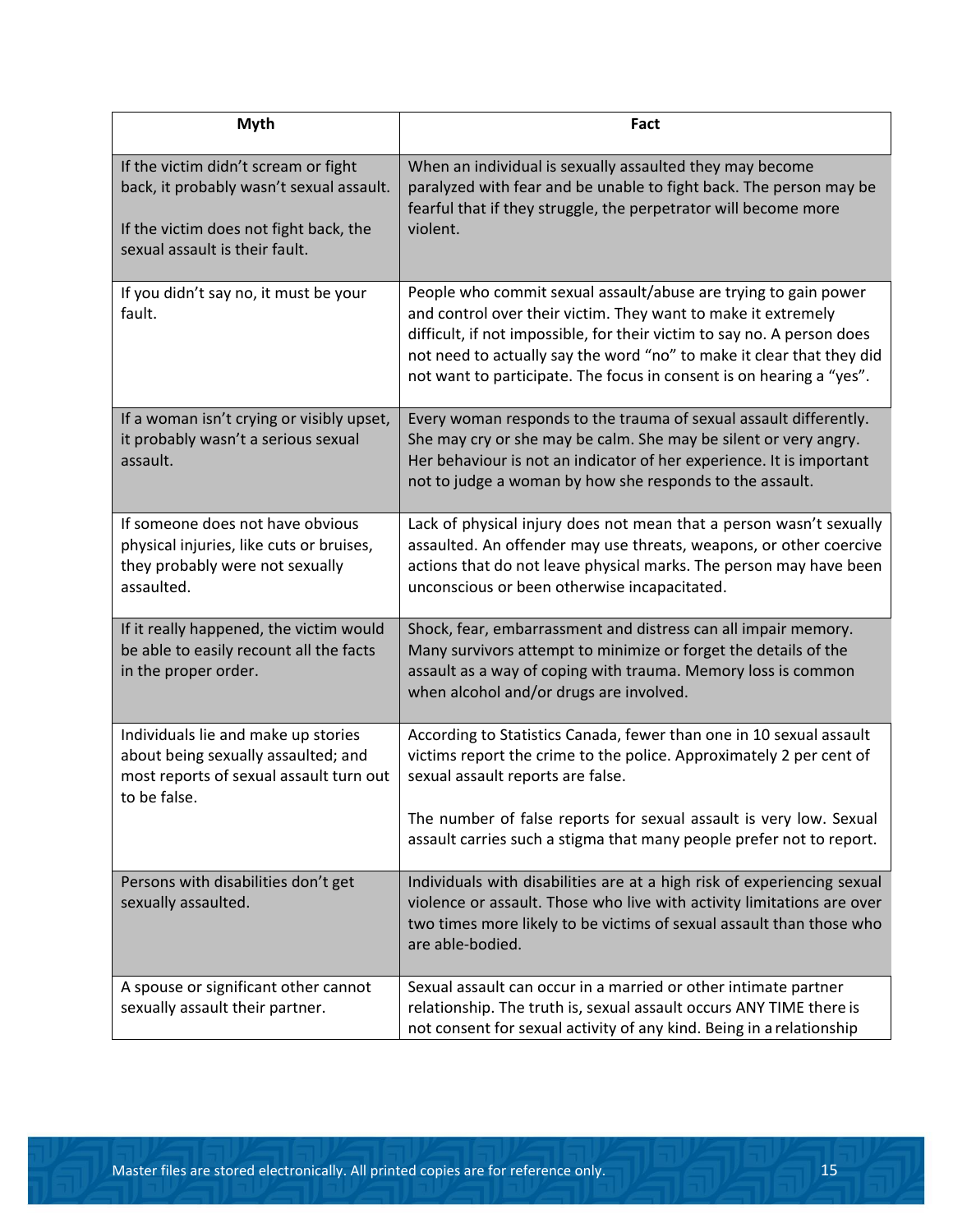| Myth | Fact |
| --- | --- |
| If the victim didn't scream or fight back, it probably wasn't sexual assault.<br><br>If the victim does not fight back, the sexual assault is their fault. | When an individual is sexually assaulted they may become paralyzed with fear and be unable to fight back. The person may be fearful that if they struggle, the perpetrator will become more violent. |
| If you didn't say no, it must be your fault. | People who commit sexual assault/abuse are trying to gain power and control over their victim. They want to make it extremely difficult, if not impossible, for their victim to say no. A person does not need to actually say the word "no" to make it clear that they did not want to participate. The focus in consent is on hearing a "yes". |
| If a woman isn't crying or visibly upset, it probably wasn't a serious sexual assault. | Every woman responds to the trauma of sexual assault differently. She may cry or she may be calm. She may be silent or very angry. Her behaviour is not an indicator of her experience. It is important not to judge a woman by how she responds to the assault. |
| If someone does not have obvious physical injuries, like cuts or bruises, they probably were not sexually assaulted. | Lack of physical injury does not mean that a person wasn't sexually assaulted. An offender may use threats, weapons, or other coercive actions that do not leave physical marks. The person may have been unconscious or been otherwise incapacitated. |
| If it really happened, the victim would be able to easily recount all the facts in the proper order. | Shock, fear, embarrassment and distress can all impair memory. Many survivors attempt to minimize or forget the details of the assault as a way of coping with trauma. Memory loss is common when alcohol and/or drugs are involved. |
| Individuals lie and make up stories about being sexually assaulted; and most reports of sexual assault turn out to be false. | According to Statistics Canada, fewer than one in 10 sexual assault victims report the crime to the police. Approximately 2 per cent of sexual assault reports are false.<br><br>The number of false reports for sexual assault is very low. Sexual assault carries such a stigma that many people prefer not to report. |
| Persons with disabilities don't get sexually assaulted. | Individuals with disabilities are at a high risk of experiencing sexual violence or assault. Those who live with activity limitations are over two times more likely to be victims of sexual assault than those who are able-bodied. |
| A spouse or significant other cannot sexually assault their partner. | Sexual assault can occur in a married or other intimate partner relationship. The truth is, sexual assault occurs ANY TIME there is not consent for sexual activity of any kind. Being in a relationship |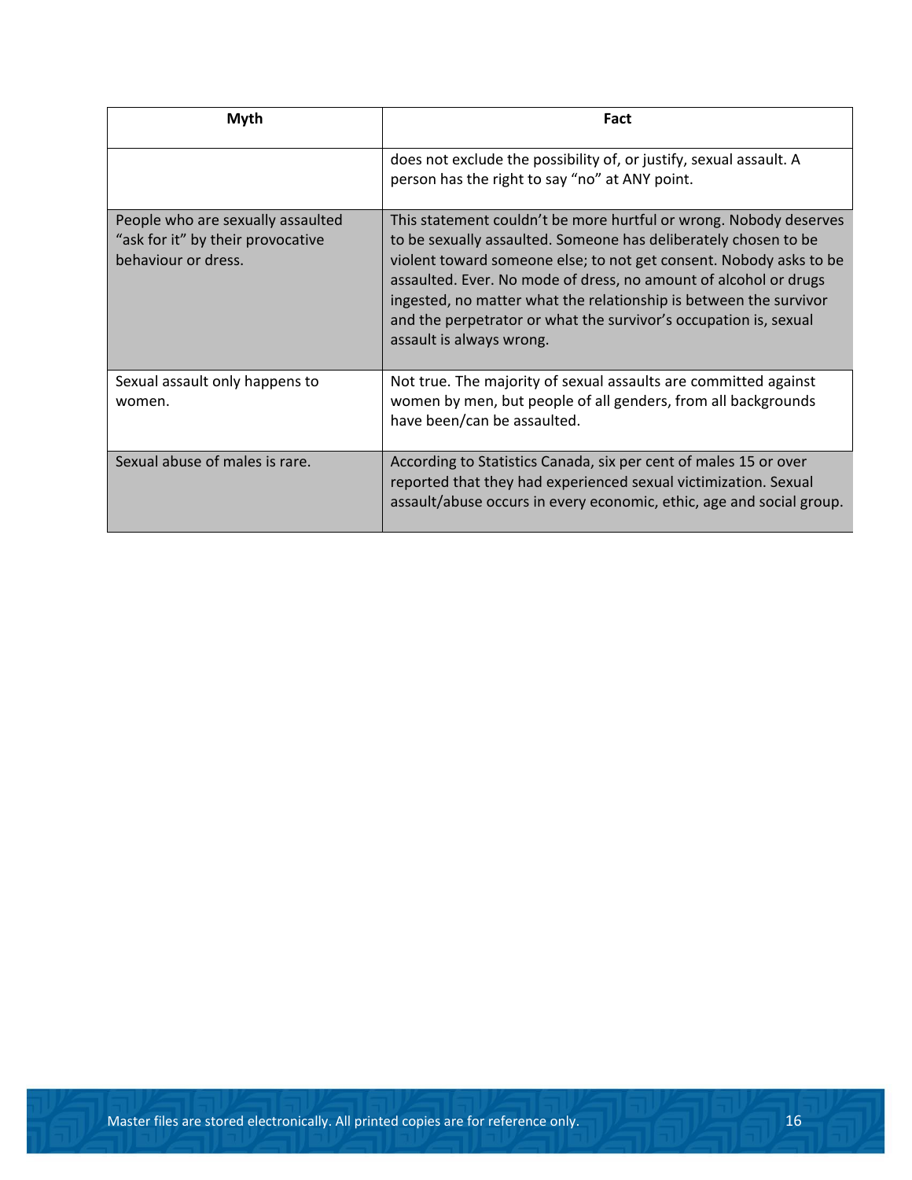| Myth | Fact |
| --- | --- |
| | does not exclude the possibility of, or justify, sexual assault. A person has the right to say "no" at ANY point. |
| People who are sexually assaulted "ask for it" by their provocative behaviour or dress. | This statement couldn't be more hurtful or wrong. Nobody deserves to be sexually assaulted. Someone has deliberately chosen to be violent toward someone else; to not get consent. Nobody asks to be assaulted. Ever. No mode of dress, no amount of alcohol or drugs ingested, no matter what the relationship is between the survivor and the perpetrator or what the survivor's occupation is, sexual assault is always wrong. |
| Sexual assault only happens to women. | Not true. The majority of sexual assaults are committed against women by men, but people of all genders, from all backgrounds have been/can be assaulted. |
| Sexual abuse of males is rare. | According to Statistics Canada, six per cent of males 15 or over reported that they had experienced sexual victimization. Sexual assault/abuse occurs in every economic, ethic, age and social group. |

Master files are stored electronically. All printed copies are for reference only.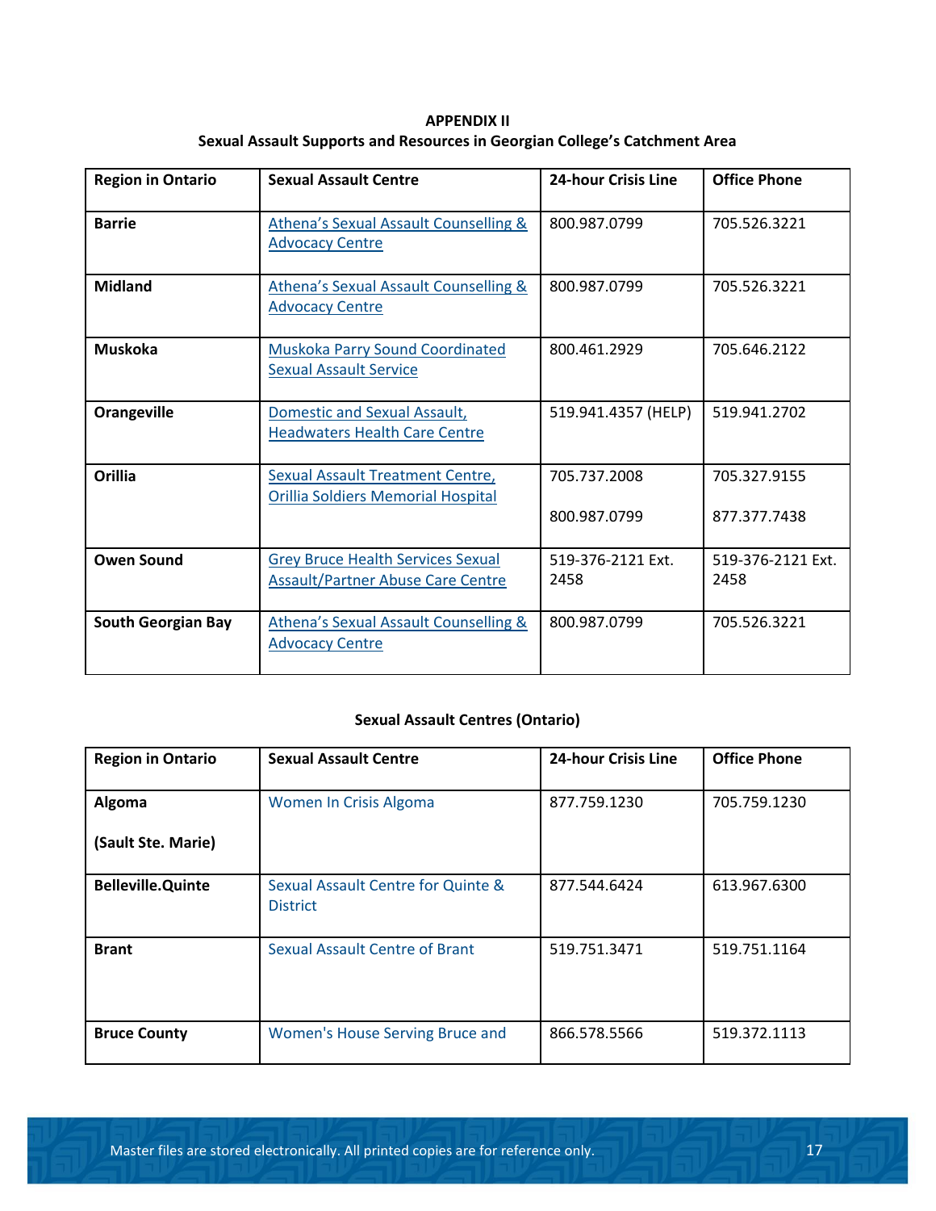**APPENDIX II**
**Sexual Assault Supports and Resources in Georgian College's Catchment Area**

| Region in Ontario | Sexual Assault Centre | 24-hour Crisis Line | Office Phone |
|---|---|---|---|
| **Barrie** | Athena's Sexual Assault Counselling & Advocacy Centre | 800.987.0799 | 705.526.3221 |
| **Midland** | Athena's Sexual Assault Counselling & Advocacy Centre | 800.987.0799 | 705.526.3221 |
| **Muskoka** | Muskoka Parry Sound Coordinated Sexual Assault Service | 800.461.2929 | 705.646.2122 |
| **Orangeville** | Domestic and Sexual Assault, Headwaters Health Care Centre | 519.941.4357 (HELP) | 519.941.2702 |
| **Orillia** | Sexual Assault Treatment Centre, Orillia Soldiers Memorial Hospital | 705.737.2008<br><br>800.987.0799 | 705.327.9155<br><br>877.377.7438 |
| **Owen Sound** | Grey Bruce Health Services Sexual Assault/Partner Abuse Care Centre | 519-376-2121 Ext. 2458 | 519-376-2121 Ext. 2458 |
| **South Georgian Bay** | Athena's Sexual Assault Counselling & Advocacy Centre | 800.987.0799 | 705.526.3221 |

**Sexual Assault Centres (Ontario)**

| Region in Ontario | Sexual Assault Centre | 24-hour Crisis Line | Office Phone |
|---|---|---|---|
| **Algoma**<br><br>**(Sault Ste. Marie)** | Women In Crisis Algoma | 877.759.1230 | 705.759.1230 |
| **Belleville.Quinte** | Sexual Assault Centre for Quinte & District | 877.544.6424 | 613.967.6300 |
| **Brant** | Sexual Assault Centre of Brant | 519.751.3471 | 519.751.1164 |
| **Bruce County** | Women's House Serving Bruce and | 866.578.5566 | 519.372.1113 |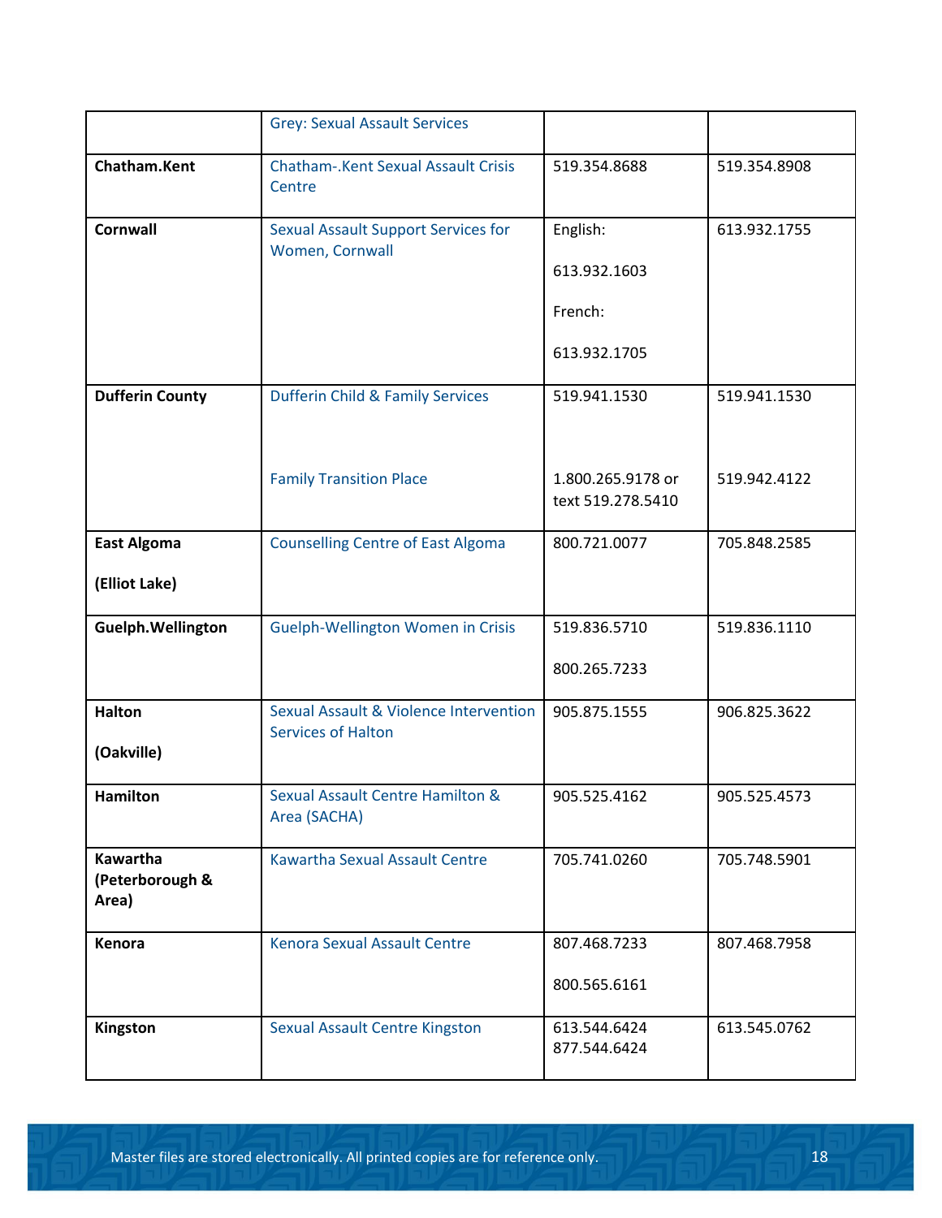| | | | |
|---|---|---|---|
| | Grey: Sexual Assault Services | | |
| **Chatham.Kent** | Chatham-.Kent Sexual Assault Crisis Centre | 519.354.8688 | 519.354.8908 |
| **Cornwall** | Sexual Assault Support Services for Women, Cornwall | English: 613.932.1603 French: 613.932.1705 | 613.932.1755 |
| **Dufferin County** | Dufferin Child & Family Services<br><br>Family Transition Place | 519.941.1530<br><br>1.800.265.9178 or text 519.278.5410 | 519.941.1530<br><br>519.942.4122 |
| **East Algoma (Elliot Lake)** | Counselling Centre of East Algoma | 800.721.0077 | 705.848.2585 |
| **Guelph.Wellington** | Guelph-Wellington Women in Crisis | 519.836.5710<br>800.265.7233 | 519.836.1110 |
| **Halton (Oakville)** | Sexual Assault & Violence Intervention Services of Halton | 905.875.1555 | 906.825.3622 |
| **Hamilton** | Sexual Assault Centre Hamilton & Area (SACHA) | 905.525.4162 | 905.525.4573 |
| **Kawartha (Peterborough & Area)** | Kawartha Sexual Assault Centre | 705.741.0260 | 705.748.5901 |
| **Kenora** | Kenora Sexual Assault Centre | 807.468.7233<br>800.565.6161 | 807.468.7958 |
| **Kingston** | Sexual Assault Centre Kingston | 613.544.6424<br>877.544.6424 | 613.545.0762 |

Master files are stored electronically. All printed copies are for reference only.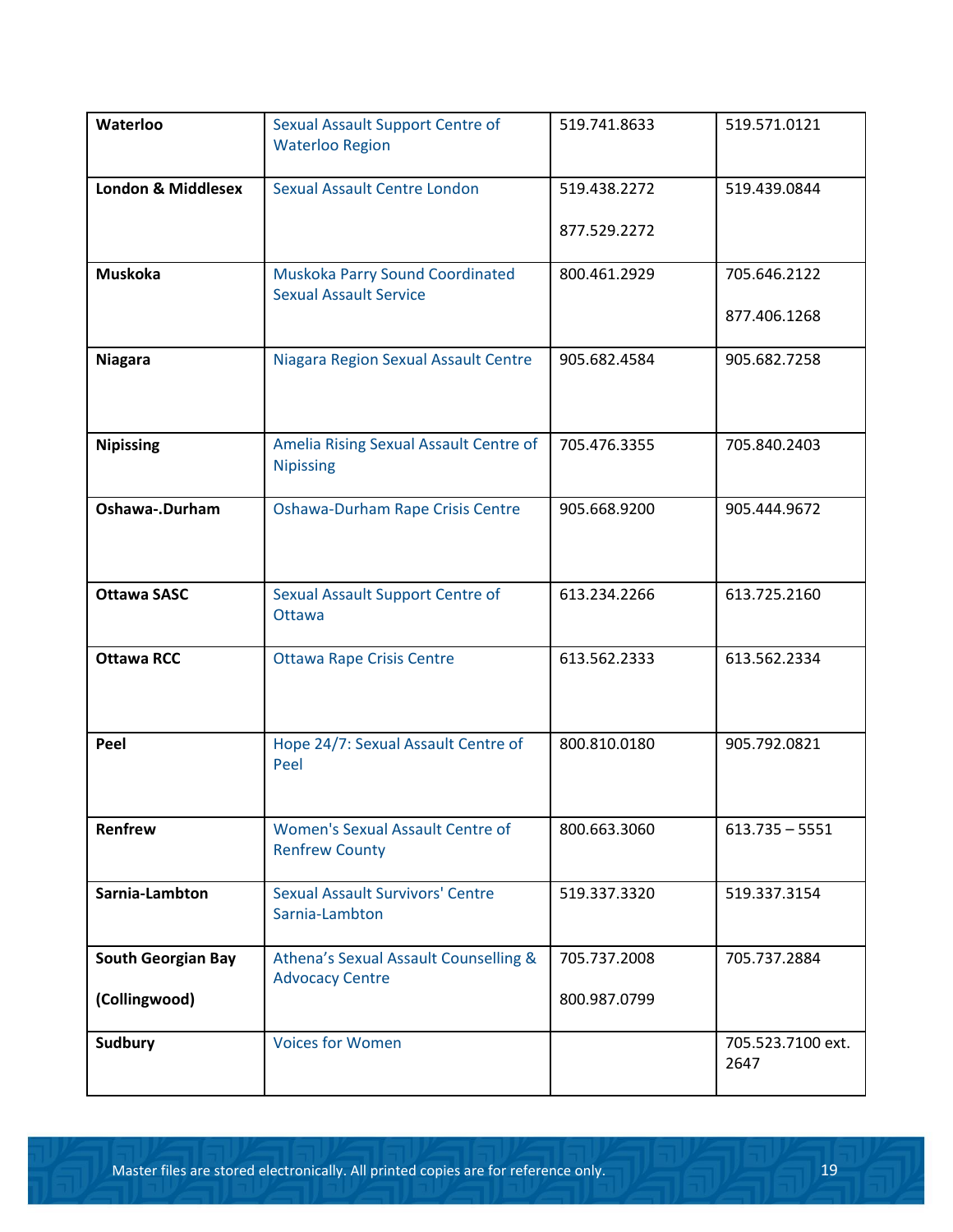| | | | |
|---|---|---|---|
| **Waterloo** | Sexual Assault Support Centre of Waterloo Region | 519.741.8633 | 519.571.0121 |
| **London & Middlesex** | Sexual Assault Centre London | 519.438.2272<br><br>877.529.2272 | 519.439.0844 |
| **Muskoka** | Muskoka Parry Sound Coordinated Sexual Assault Service | 800.461.2929 | 705.646.2122<br><br>877.406.1268 |
| **Niagara** | Niagara Region Sexual Assault Centre | 905.682.4584 | 905.682.7258 |
| **Nipissing** | Amelia Rising Sexual Assault Centre of Nipissing | 705.476.3355 | 705.840.2403 |
| **Oshawa-.Durham** | Oshawa-Durham Rape Crisis Centre | 905.668.9200 | 905.444.9672 |
| **Ottawa SASC** | Sexual Assault Support Centre of Ottawa | 613.234.2266 | 613.725.2160 |
| **Ottawa RCC** | Ottawa Rape Crisis Centre | 613.562.2333 | 613.562.2334 |
| **Peel** | Hope 24/7: Sexual Assault Centre of Peel | 800.810.0180 | 905.792.0821 |
| **Renfrew** | Women's Sexual Assault Centre of Renfrew County | 800.663.3060 | 613.735 – 5551 |
| **Sarnia-Lambton** | Sexual Assault Survivors' Centre Sarnia-Lambton | 519.337.3320 | 519.337.3154 |
| **South Georgian Bay**<br><br>**(Collingwood)** | Athena's Sexual Assault Counselling & Advocacy Centre | 705.737.2008<br><br>800.987.0799 | 705.737.2884 |
| **Sudbury** | Voices for Women | | 705.523.7100 ext. 2647 |

Master files are stored electronically. All printed copies are for reference only.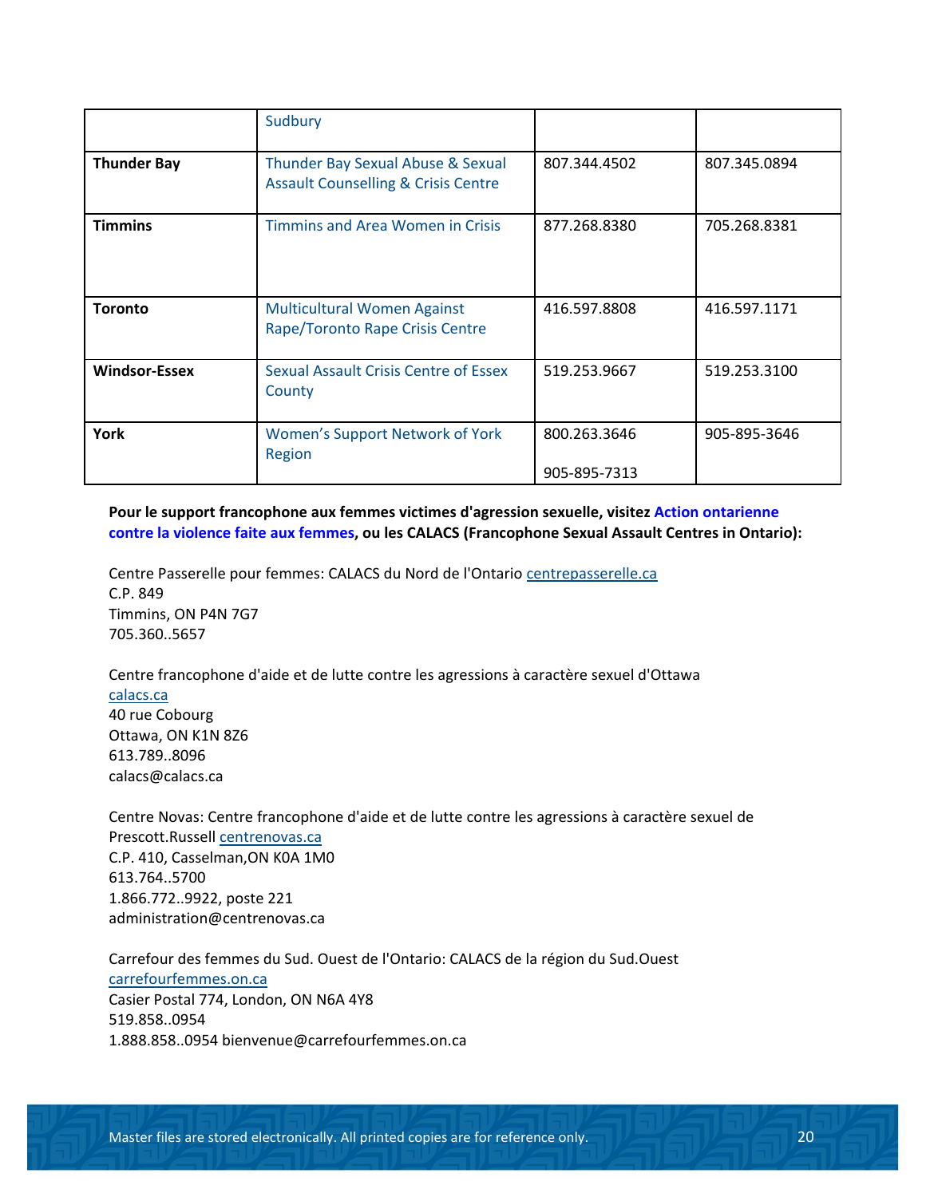| | | | |
|---|---|---|---|
| | Sudbury | | |
| **Thunder Bay** | Thunder Bay Sexual Abuse & Sexual Assault Counselling & Crisis Centre | 807.344.4502 | 807.345.0894 |
| **Timmins** | Timmins and Area Women in Crisis | 877.268.8380 | 705.268.8381 |
| **Toronto** | Multicultural Women Against Rape/Toronto Rape Crisis Centre | 416.597.8808 | 416.597.1171 |
| **Windsor-Essex** | Sexual Assault Crisis Centre of Essex County | 519.253.9667 | 519.253.3100 |
| **York** | Women's Support Network of York Region | 800.263.3646<br><br>905-895-7313 | 905-895-3646 |

**Pour le support francophone aux femmes victimes d'agression sexuelle, visitez Action ontarienne contre la violence faite aux femmes, ou les CALACS (Francophone Sexual Assault Centres in Ontario):**

Centre Passerelle pour femmes: CALACS du Nord de l'Ontario centrepasserelle.ca
C.P. 849
Timmins, ON P4N 7G7
705.360..5657

Centre francophone d'aide et de lutte contre les agressions à caractère sexuel d'Ottawa
calacs.ca
40 rue Cobourg
Ottawa, ON K1N 8Z6
613.789..8096
calacs@calacs.ca

Centre Novas: Centre francophone d'aide et de lutte contre les agressions à caractère sexuel de Prescott.Russell centrenovas.ca
C.P. 410, Casselman,ON K0A 1M0
613.764..5700
1.866.772..9922, poste 221
administration@centrenovas.ca

Carrefour des femmes du Sud. Ouest de l'Ontario: CALACS de la région du Sud.Ouest
carrefourfemmes.on.ca
Casier Postal 774, London, ON N6A 4Y8
519.858..0954
1.888.858..0954 bienvenue@carrefourfemmes.on.ca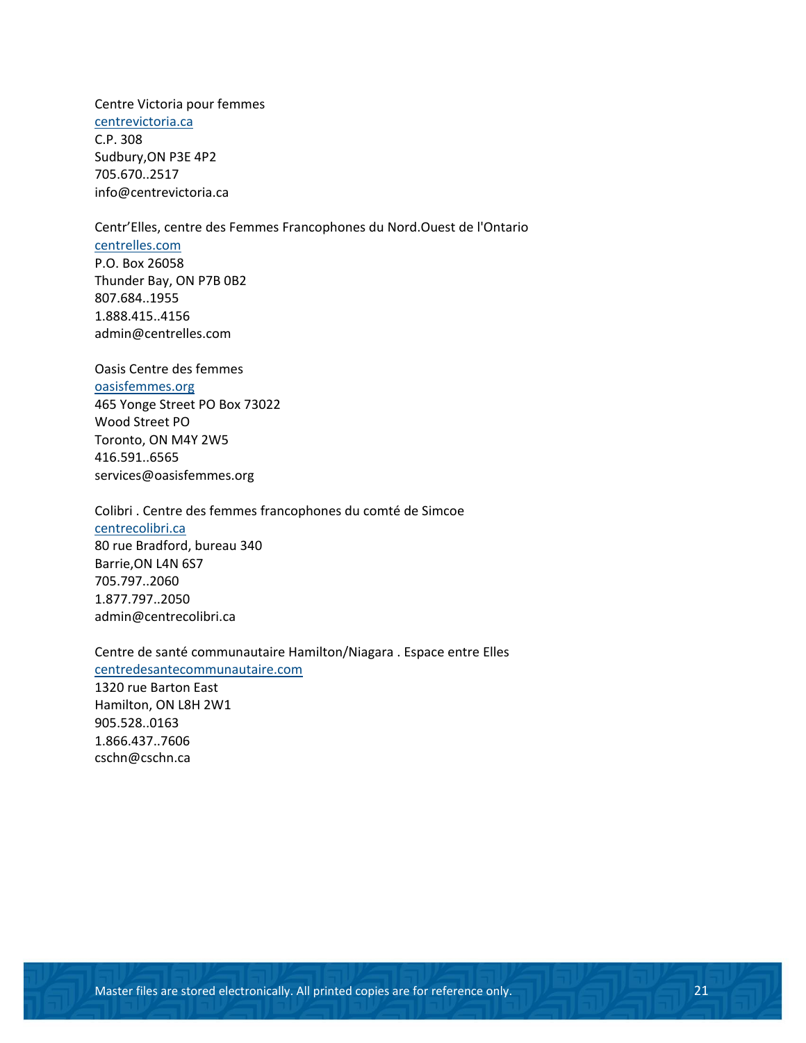Centre Victoria pour femmes
centrevictoria.ca
C.P. 308
Sudbury,ON P3E 4P2
705.670..2517
info@centrevictoria.ca

Centr'Elles, centre des Femmes Francophones du Nord.Ouest de l'Ontario
centrelles.com
P.O. Box 26058
Thunder Bay, ON P7B 0B2
807.684..1955
1.888.415..4156
admin@centrelles.com

Oasis Centre des femmes
oasisfemmes.org
465 Yonge Street PO Box 73022
Wood Street PO
Toronto, ON M4Y 2W5
416.591..6565
services@oasisfemmes.org

Colibri . Centre des femmes francophones du comté de Simcoe
centrecolibri.ca
80 rue Bradford, bureau 340
Barrie,ON L4N 6S7
705.797..2060
1.877.797..2050
admin@centrecolibri.ca

Centre de santé communautaire Hamilton/Niagara . Espace entre Elles
centredesantecommunautaire.com
1320 rue Barton East
Hamilton, ON L8H 2W1
905.528..0163
1.866.437..7606
cschn@cschn.ca